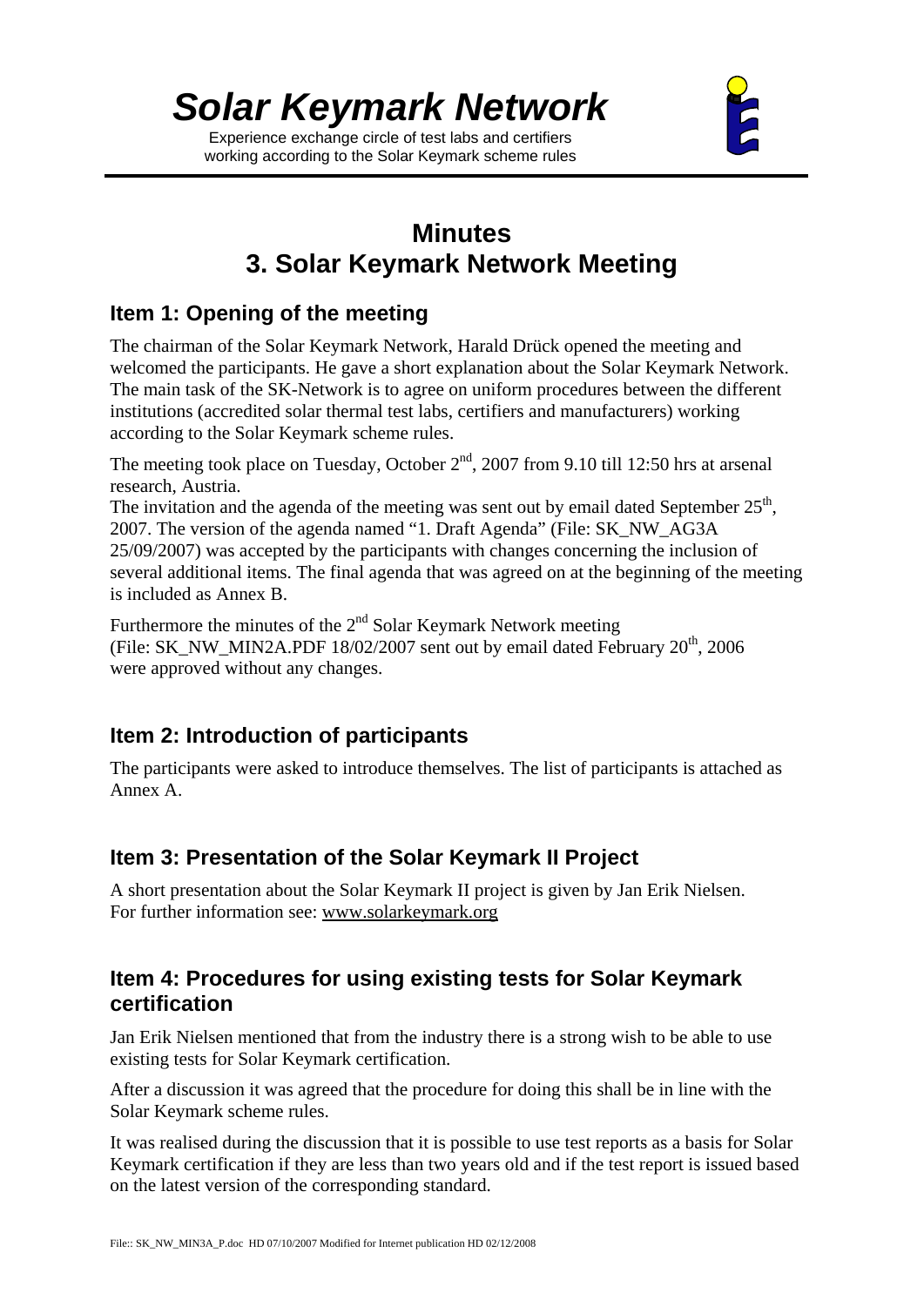# Solar Keymark Network

Experience exchange circle of test labs and certifiers working according to the Solar Keymark scheme rules

# Minutes
# 3. Solar Keymark Network Meeting

## Item 1: Opening of the meeting

The chairman of the Solar Keymark Network, Harald Drück opened the meeting and welcomed the participants. He gave a short explanation about the Solar Keymark Network. The main task of the SK-Network is to agree on uniform procedures between the different institutions (accredited solar thermal test labs, certifiers and manufacturers) working according to the Solar Keymark scheme rules.

The meeting took place on Tuesday, October 2nd, 2007 from 9.10 till 12:50 hrs at arsenal research, Austria.

The invitation and the agenda of the meeting was sent out by email dated September 25th, 2007. The version of the agenda named "1. Draft Agenda" (File: SK_NW_AG3A 25/09/2007) was accepted by the participants with changes concerning the inclusion of several additional items. The final agenda that was agreed on at the beginning of the meeting is included as Annex B.

Furthermore the minutes of the 2nd Solar Keymark Network meeting (File: SK_NW_MIN2A.PDF 18/02/2007 sent out by email dated February 20th, 2006 were approved without any changes.

## Item 2: Introduction of participants

The participants were asked to introduce themselves. The list of participants is attached as Annex A.

## Item 3: Presentation of the Solar Keymark II Project

A short presentation about the Solar Keymark II project is given by Jan Erik Nielsen. For further information see: www.solarkeymark.org

## Item 4: Procedures for using existing tests for Solar Keymark certification

Jan Erik Nielsen mentioned that from the industry there is a strong wish to be able to use existing tests for Solar Keymark certification.

After a discussion it was agreed that the procedure for doing this shall be in line with the Solar Keymark scheme rules.

It was realised during the discussion that it is possible to use test reports as a basis for Solar Keymark certification if they are less than two years old and if the test report is issued based on the latest version of the corresponding standard.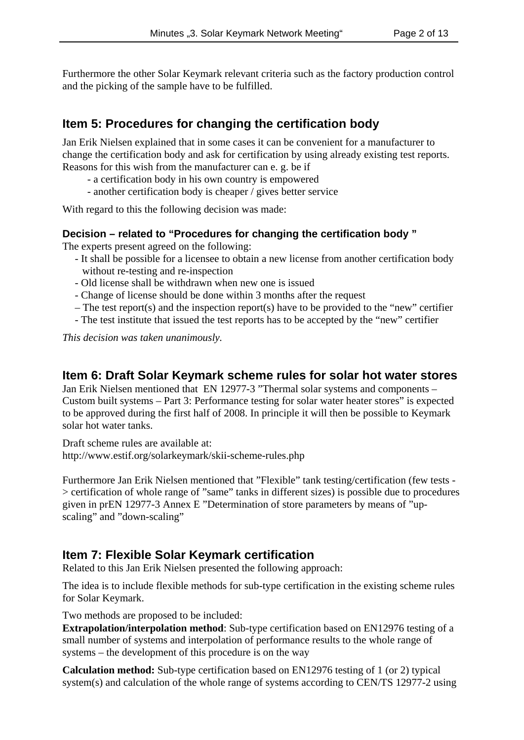Furthermore the other Solar Keymark relevant criteria such as the factory production control and the picking of the sample have to be fulfilled.

## Item 5: Procedures for changing the certification body

Jan Erik Nielsen explained that in some cases it can be convenient for a manufacturer to change the certification body and ask for certification by using already existing test reports. Reasons for this wish from the manufacturer can e. g. be if

- a certification body in his own country is empowered
- another certification body is cheaper / gives better service

With regard to this the following decision was made:

### Decision – related to "Procedures for changing the certification body "

The experts present agreed on the following:

- It shall be possible for a licensee to obtain a new license from another certification body without re-testing and re-inspection
- Old license shall be withdrawn when new one is issued
- Change of license should be done within 3 months after the request
- The test report(s) and the inspection report(s) have to be provided to the "new" certifier
- The test institute that issued the test reports has to be accepted by the "new" certifier

*This decision was taken unanimously.*

## Item 6: Draft Solar Keymark scheme rules for solar hot water stores

Jan Erik Nielsen mentioned that EN 12977-3 "Thermal solar systems and components – Custom built systems – Part 3: Performance testing for solar water heater stores" is expected to be approved during the first half of 2008. In principle it will then be possible to Keymark solar hot water tanks.

Draft scheme rules are available at:
http://www.estif.org/solarkeymark/skii-scheme-rules.php

Furthermore Jan Erik Nielsen mentioned that "Flexible" tank testing/certification (few tests -> certification of whole range of "same" tanks in different sizes) is possible due to procedures given in prEN 12977-3 Annex E "Determination of store parameters by means of "up-scaling" and "down-scaling"

## Item 7: Flexible Solar Keymark certification

Related to this Jan Erik Nielsen presented the following approach:

The idea is to include flexible methods for sub-type certification in the existing scheme rules for Solar Keymark.

Two methods are proposed to be included:

**Extrapolation/interpolation method**: Sub-type certification based on EN12976 testing of a small number of systems and interpolation of performance results to the whole range of systems – the development of this procedure is on the way

**Calculation method:** Sub-type certification based on EN12976 testing of 1 (or 2) typical system(s) and calculation of the whole range of systems according to CEN/TS 12977-2 using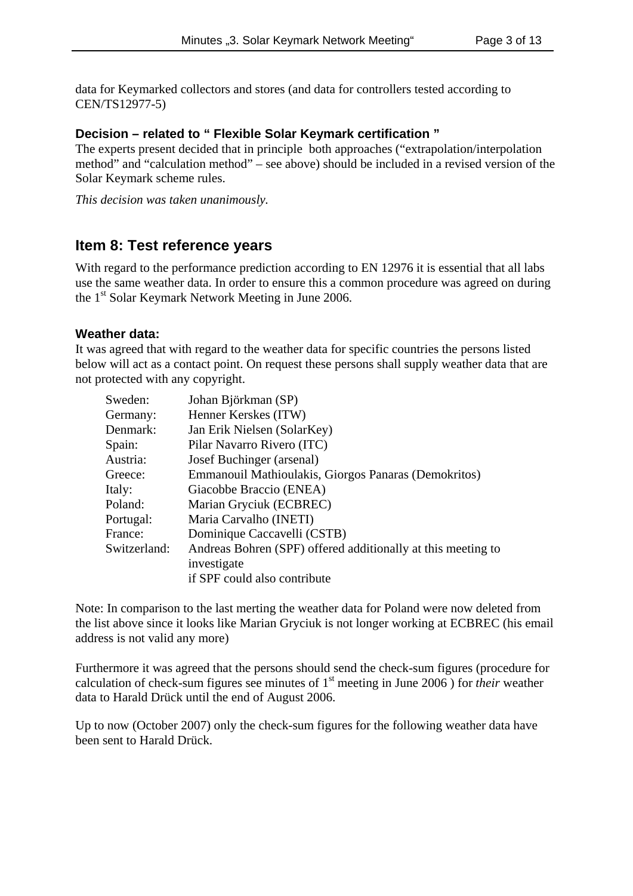data for Keymarked collectors and stores (and data for controllers tested according to CEN/TS12977-5)

### Decision – related to " Flexible Solar Keymark certification "

The experts present decided that in principle both approaches ("extrapolation/interpolation method" and "calculation method" – see above) should be included in a revised version of the Solar Keymark scheme rules.

*This decision was taken unanimously.*

## Item 8: Test reference years

With regard to the performance prediction according to EN 12976 it is essential that all labs use the same weather data. In order to ensure this a common procedure was agreed on during the 1st Solar Keymark Network Meeting in June 2006.

### Weather data:

It was agreed that with regard to the weather data for specific countries the persons listed below will act as a contact point. On request these persons shall supply weather data that are not protected with any copyright.

| | |
|---|---|
| Sweden: | Johan Björkman (SP) |
| Germany: | Henner Kerskes (ITW) |
| Denmark: | Jan Erik Nielsen (SolarKey) |
| Spain: | Pilar Navarro Rivero (ITC) |
| Austria: | Josef Buchinger (arsenal) |
| Greece: | Emmanouil Mathioulakis, Giorgos Panaras (Demokritos) |
| Italy: | Giacobbe Braccio (ENEA) |
| Poland: | Marian Gryciuk (ECBREC) |
| Portugal: | Maria Carvalho (INETI) |
| France: | Dominique Caccavelli (CSTB) |
| Switzerland: | Andreas Bohren (SPF) offered additionally at this meeting to investigate if SPF could also contribute |

Note: In comparison to the last merting the weather data for Poland were now deleted from the list above since it looks like Marian Gryciuk is not longer working at ECBREC (his email address is not valid any more)

Furthermore it was agreed that the persons should send the check-sum figures (procedure for calculation of check-sum figures see minutes of 1st meeting in June 2006 ) for *their* weather data to Harald Drück until the end of August 2006.

Up to now (October 2007) only the check-sum figures for the following weather data have been sent to Harald Drück.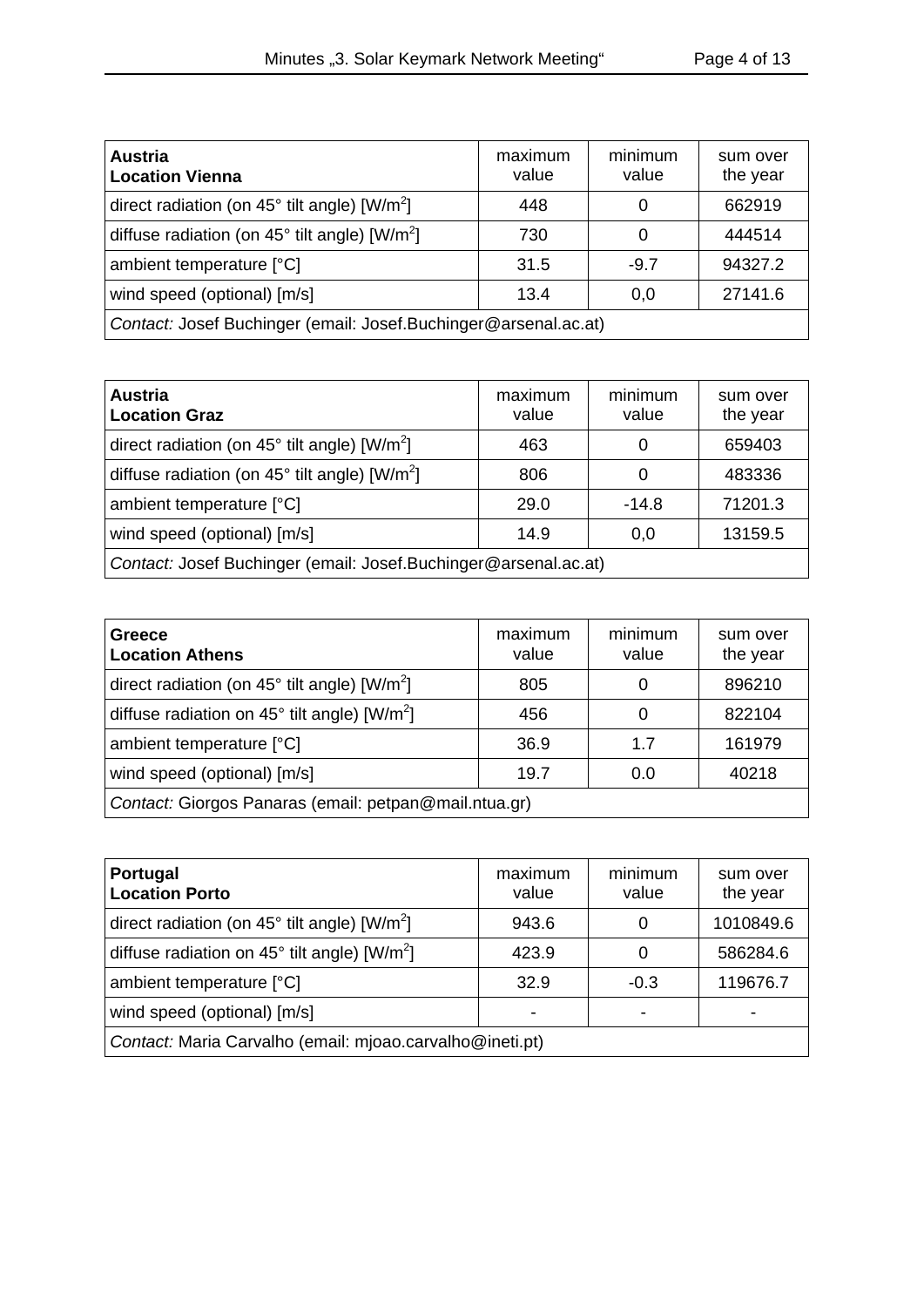| **Austria**<br>**Location Vienna** | maximum value | minimum value | sum over the year |
|---|---|---|---|
| direct radiation (on 45° tilt angle) [W/m$^2$] | 448 | 0 | 662919 |
| diffuse radiation (on 45° tilt angle) [W/m$^2$] | 730 | 0 | 444514 |
| ambient temperature [°C] | 31.5 | -9.7 | 94327.2 |
| wind speed (optional) [m/s] | 13.4 | 0,0 | 27141.6 |
| *Contact:* Josef Buchinger (email: Josef.Buchinger@arsenal.ac.at) | | | |

| **Austria**<br>**Location Graz** | maximum value | minimum value | sum over the year |
|---|---|---|---|
| direct radiation (on 45° tilt angle) [W/m$^2$] | 463 | 0 | 659403 |
| diffuse radiation (on 45° tilt angle) [W/m$^2$] | 806 | 0 | 483336 |
| ambient temperature [°C] | 29.0 | -14.8 | 71201.3 |
| wind speed (optional) [m/s] | 14.9 | 0,0 | 13159.5 |
| *Contact:* Josef Buchinger (email: Josef.Buchinger@arsenal.ac.at) | | | |

| **Greece**<br>**Location Athens** | maximum value | minimum value | sum over the year |
|---|---|---|---|
| direct radiation (on 45° tilt angle) [W/m$^2$] | 805 | 0 | 896210 |
| diffuse radiation on 45° tilt angle) [W/m$^2$] | 456 | 0 | 822104 |
| ambient temperature [°C] | 36.9 | 1.7 | 161979 |
| wind speed (optional) [m/s] | 19.7 | 0.0 | 40218 |
| *Contact:* Giorgos Panaras (email: petpan@mail.ntua.gr) | | | |

| **Portugal**<br>**Location Porto** | maximum value | minimum value | sum over the year |
|---|---|---|---|
| direct radiation (on 45° tilt angle) [W/m$^2$] | 943.6 | 0 | 1010849.6 |
| diffuse radiation on 45° tilt angle) [W/m$^2$] | 423.9 | 0 | 586284.6 |
| ambient temperature [°C] | 32.9 | -0.3 | 119676.7 |
| wind speed (optional) [m/s] | - | - | - |
| *Contact:* Maria Carvalho (email: mjoao.carvalho@ineti.pt) | | | |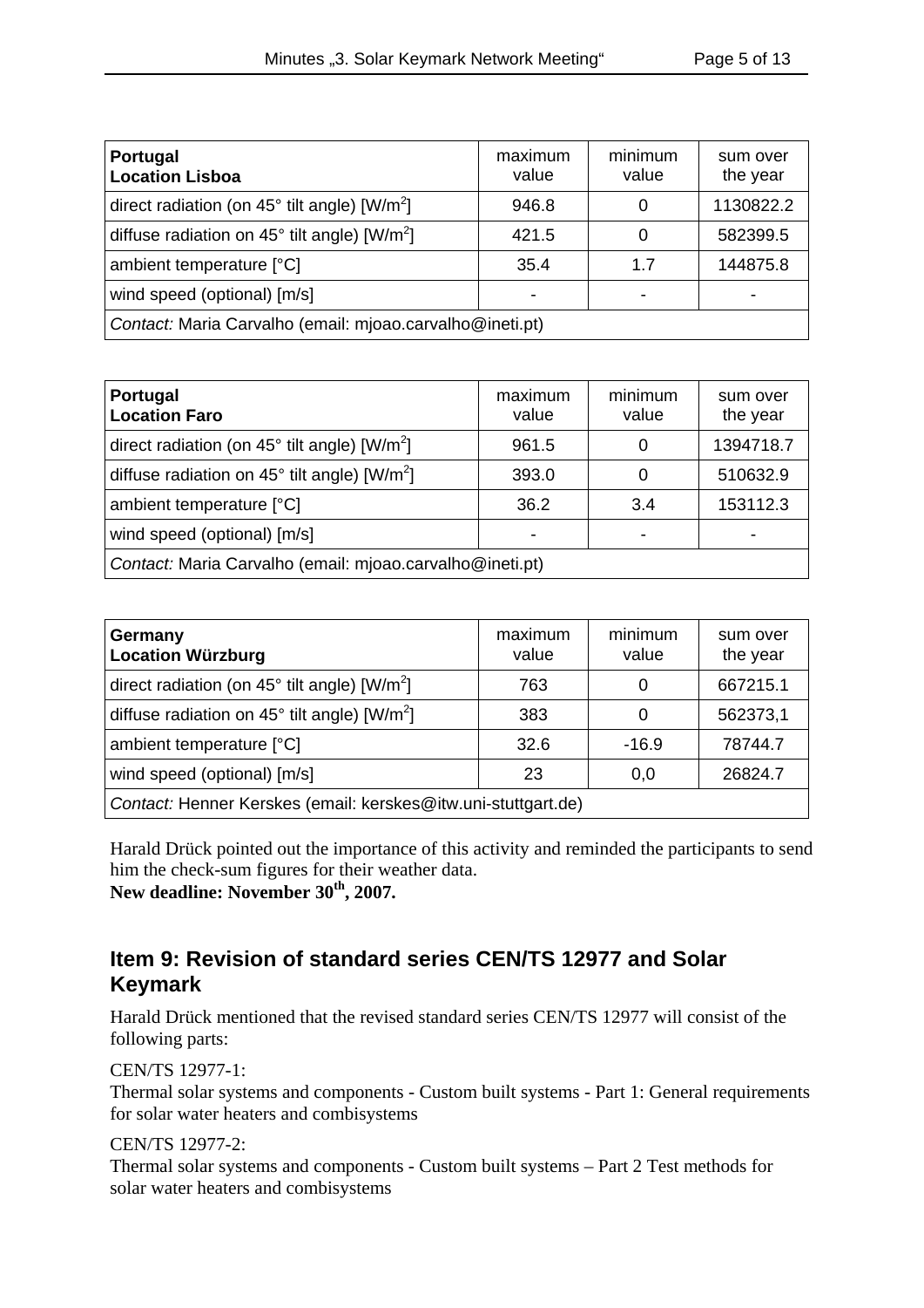| **Portugal**<br>**Location Lisboa** | maximum value | minimum value | sum over the year |
|---|---|---|---|
| direct radiation (on 45° tilt angle) [W/m$^2$] | 946.8 | 0 | 1130822.2 |
| diffuse radiation on 45° tilt angle) [W/m$^2$] | 421.5 | 0 | 582399.5 |
| ambient temperature [°C] | 35.4 | 1.7 | 144875.8 |
| wind speed (optional) [m/s] | - | - | - |
| *Contact:* Maria Carvalho (email: mjoao.carvalho@ineti.pt) | | | |

| **Portugal**<br>**Location Faro** | maximum value | minimum value | sum over the year |
|---|---|---|---|
| direct radiation (on 45° tilt angle) [W/m$^2$] | 961.5 | 0 | 1394718.7 |
| diffuse radiation on 45° tilt angle) [W/m$^2$] | 393.0 | 0 | 510632.9 |
| ambient temperature [°C] | 36.2 | 3.4 | 153112.3 |
| wind speed (optional) [m/s] | - | - | - |
| *Contact:* Maria Carvalho (email: mjoao.carvalho@ineti.pt) | | | |

| **Germany**<br>**Location Würzburg** | maximum value | minimum value | sum over the year |
|---|---|---|---|
| direct radiation (on 45° tilt angle) [W/m$^2$] | 763 | 0 | 667215.1 |
| diffuse radiation on 45° tilt angle) [W/m$^2$] | 383 | 0 | 562373,1 |
| ambient temperature [°C] | 32.6 | -16.9 | 78744.7 |
| wind speed (optional) [m/s] | 23 | 0,0 | 26824.7 |
| *Contact:* Henner Kerskes (email: kerskes@itw.uni-stuttgart.de) | | | |

Harald Drück pointed out the importance of this activity and reminded the participants to send him the check-sum figures for their weather data.
**New deadline: November 30th, 2007.**

## Item 9: Revision of standard series CEN/TS 12977 and Solar Keymark

Harald Drück mentioned that the revised standard series CEN/TS 12977 will consist of the following parts:

CEN/TS 12977-1:
Thermal solar systems and components - Custom built systems - Part 1: General requirements for solar water heaters and combisystems

CEN/TS 12977-2:
Thermal solar systems and components - Custom built systems – Part 2 Test methods for solar water heaters and combisystems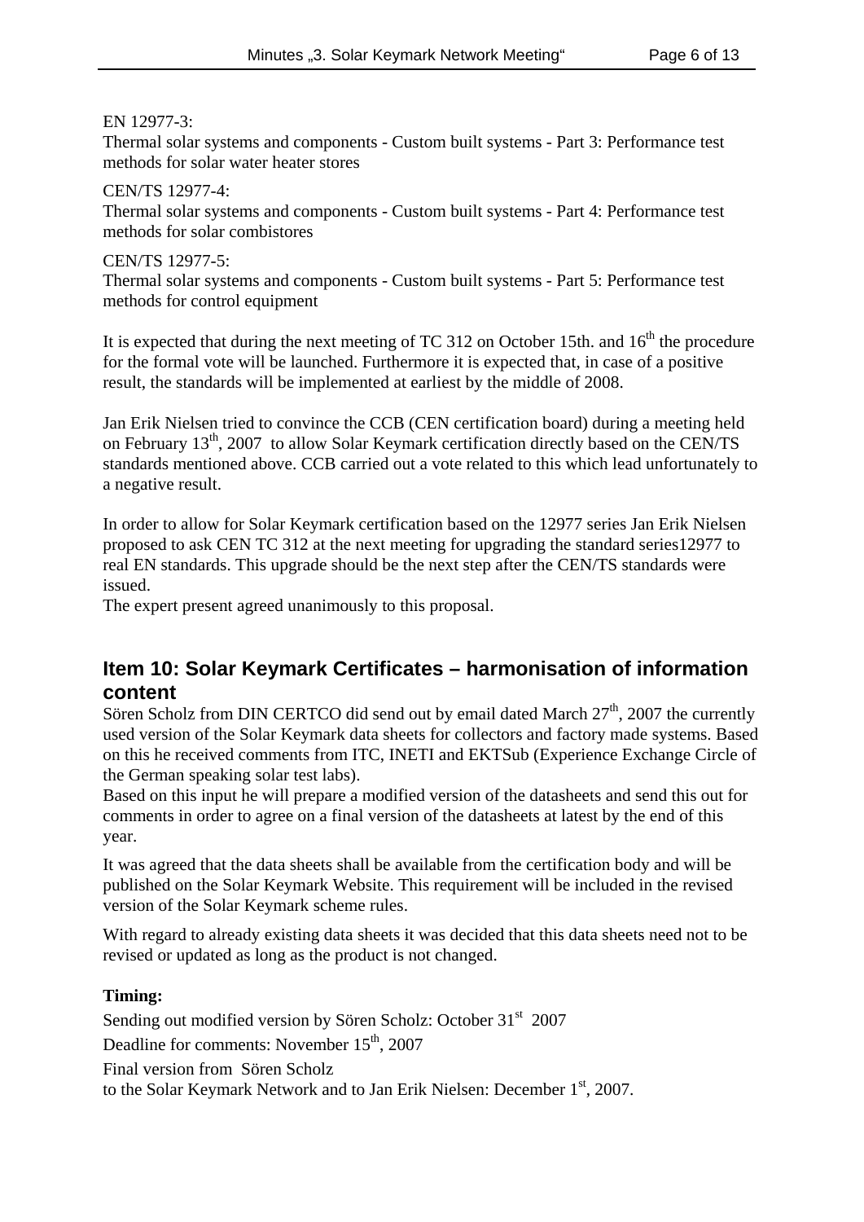EN 12977-3:
Thermal solar systems and components - Custom built systems - Part 3: Performance test methods for solar water heater stores

CEN/TS 12977-4:
Thermal solar systems and components - Custom built systems - Part 4: Performance test methods for solar combistores

CEN/TS 12977-5:
Thermal solar systems and components - Custom built systems - Part 5: Performance test methods for control equipment

It is expected that during the next meeting of TC 312 on October 15th. and 16th the procedure for the formal vote will be launched. Furthermore it is expected that, in case of a positive result, the standards will be implemented at earliest by the middle of 2008.

Jan Erik Nielsen tried to convince the CCB (CEN certification board) during a meeting held on February 13th, 2007 to allow Solar Keymark certification directly based on the CEN/TS standards mentioned above. CCB carried out a vote related to this which lead unfortunately to a negative result.

In order to allow for Solar Keymark certification based on the 12977 series Jan Erik Nielsen proposed to ask CEN TC 312 at the next meeting for upgrading the standard series12977 to real EN standards. This upgrade should be the next step after the CEN/TS standards were issued.
The expert present agreed unanimously to this proposal.

## Item 10: Solar Keymark Certificates – harmonisation of information content

Sören Scholz from DIN CERTCO did send out by email dated March 27th, 2007 the currently used version of the Solar Keymark data sheets for collectors and factory made systems. Based on this he received comments from ITC, INETI and EKTSub (Experience Exchange Circle of the German speaking solar test labs).
Based on this input he will prepare a modified version of the datasheets and send this out for comments in order to agree on a final version of the datasheets at latest by the end of this year.

It was agreed that the data sheets shall be available from the certification body and will be published on the Solar Keymark Website. This requirement will be included in the revised version of the Solar Keymark scheme rules.

With regard to already existing data sheets it was decided that this data sheets need not to be revised or updated as long as the product is not changed.

**Timing:**

Sending out modified version by Sören Scholz: October 31st 2007

Deadline for comments: November 15th, 2007

Final version from Sören Scholz
to the Solar Keymark Network and to Jan Erik Nielsen: December 1st, 2007.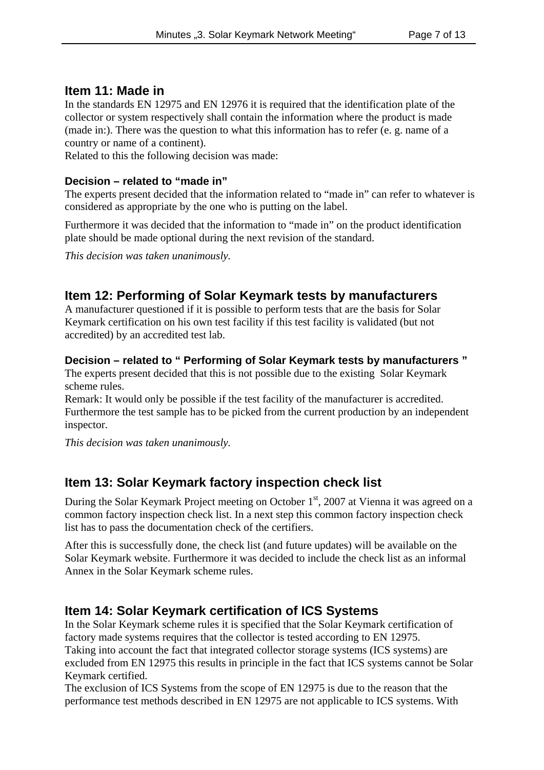## Item 11: Made in

In the standards EN 12975 and EN 12976 it is required that the identification plate of the collector or system respectively shall contain the information where the product is made (made in:). There was the question to what this information has to refer (e. g. name of a country or name of a continent).
Related to this the following decision was made:

### Decision – related to "made in"

The experts present decided that the information related to "made in" can refer to whatever is considered as appropriate by the one who is putting on the label.

Furthermore it was decided that the information to "made in" on the product identification plate should be made optional during the next revision of the standard.

*This decision was taken unanimously.*

## Item 12: Performing of Solar Keymark tests by manufacturers

A manufacturer questioned if it is possible to perform tests that are the basis for Solar Keymark certification on his own test facility if this test facility is validated (but not accredited) by an accredited test lab.

### Decision – related to " Performing of Solar Keymark tests by manufacturers "

The experts present decided that this is not possible due to the existing Solar Keymark scheme rules.
Remark: It would only be possible if the test facility of the manufacturer is accredited. Furthermore the test sample has to be picked from the current production by an independent inspector.

*This decision was taken unanimously.*

## Item 13: Solar Keymark factory inspection check list

During the Solar Keymark Project meeting on October 1st, 2007 at Vienna it was agreed on a common factory inspection check list. In a next step this common factory inspection check list has to pass the documentation check of the certifiers.

After this is successfully done, the check list (and future updates) will be available on the Solar Keymark website. Furthermore it was decided to include the check list as an informal Annex in the Solar Keymark scheme rules.

## Item 14: Solar Keymark certification of ICS Systems

In the Solar Keymark scheme rules it is specified that the Solar Keymark certification of factory made systems requires that the collector is tested according to EN 12975.
Taking into account the fact that integrated collector storage systems (ICS systems) are excluded from EN 12975 this results in principle in the fact that ICS systems cannot be Solar Keymark certified.
The exclusion of ICS Systems from the scope of EN 12975 is due to the reason that the performance test methods described in EN 12975 are not applicable to ICS systems. With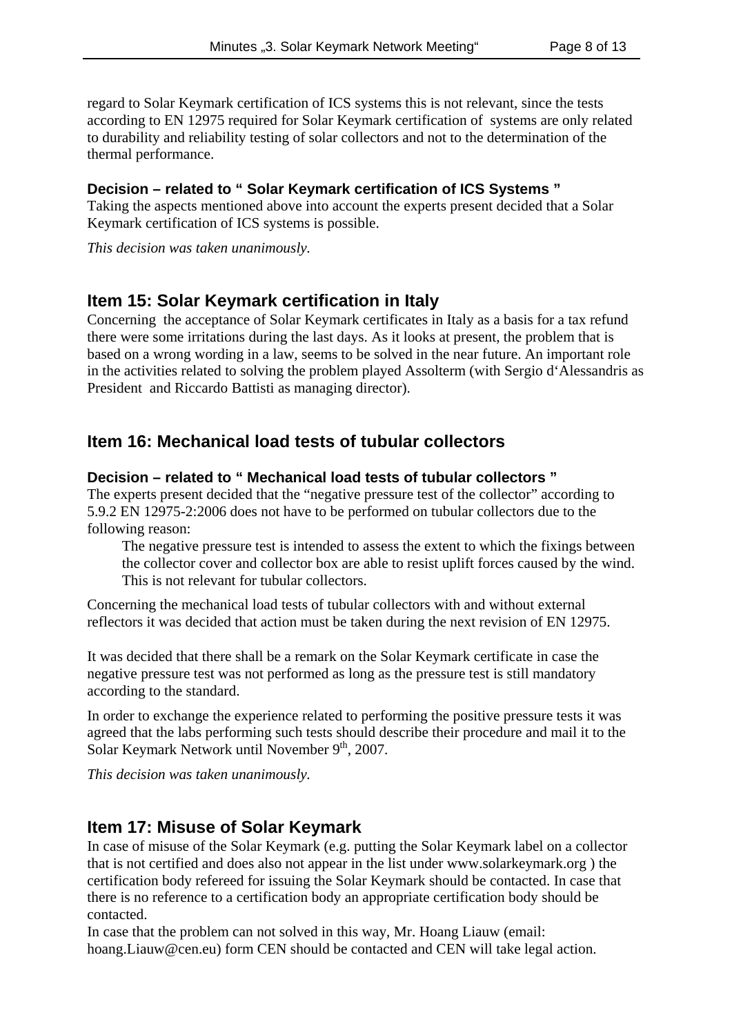regard to Solar Keymark certification of ICS systems this is not relevant, since the tests according to EN 12975 required for Solar Keymark certification of  systems are only related to durability and reliability testing of solar collectors and not to the determination of the thermal performance.

### Decision – related to " Solar Keymark certification of ICS Systems "

Taking the aspects mentioned above into account the experts present decided that a Solar Keymark certification of ICS systems is possible.

*This decision was taken unanimously.*

## Item 15: Solar Keymark certification in Italy

Concerning  the acceptance of Solar Keymark certificates in Italy as a basis for a tax refund there were some irritations during the last days. As it looks at present, the problem that is based on a wrong wording in a law, seems to be solved in the near future. An important role in the activities related to solving the problem played Assolterm (with Sergio d'Alessandris as President  and Riccardo Battisti as managing director).

## Item 16: Mechanical load tests of tubular collectors

### Decision – related to " Mechanical load tests of tubular collectors "

The experts present decided that the "negative pressure test of the collector" according to 5.9.2 EN 12975-2:2006 does not have to be performed on tubular collectors due to the following reason:

> The negative pressure test is intended to assess the extent to which the fixings between the collector cover and collector box are able to resist uplift forces caused by the wind. This is not relevant for tubular collectors.

Concerning the mechanical load tests of tubular collectors with and without external reflectors it was decided that action must be taken during the next revision of EN 12975.

It was decided that there shall be a remark on the Solar Keymark certificate in case the negative pressure test was not performed as long as the pressure test is still mandatory according to the standard.

In order to exchange the experience related to performing the positive pressure tests it was agreed that the labs performing such tests should describe their procedure and mail it to the Solar Keymark Network until November 9th, 2007.

*This decision was taken unanimously.*

## Item 17: Misuse of Solar Keymark

In case of misuse of the Solar Keymark (e.g. putting the Solar Keymark label on a collector that is not certified and does also not appear in the list under www.solarkeymark.org ) the certification body refereed for issuing the Solar Keymark should be contacted. In case that there is no reference to a certification body an appropriate certification body should be contacted.

In case that the problem can not solved in this way, Mr. Hoang Liauw (email: hoang.Liauw@cen.eu) form CEN should be contacted and CEN will take legal action.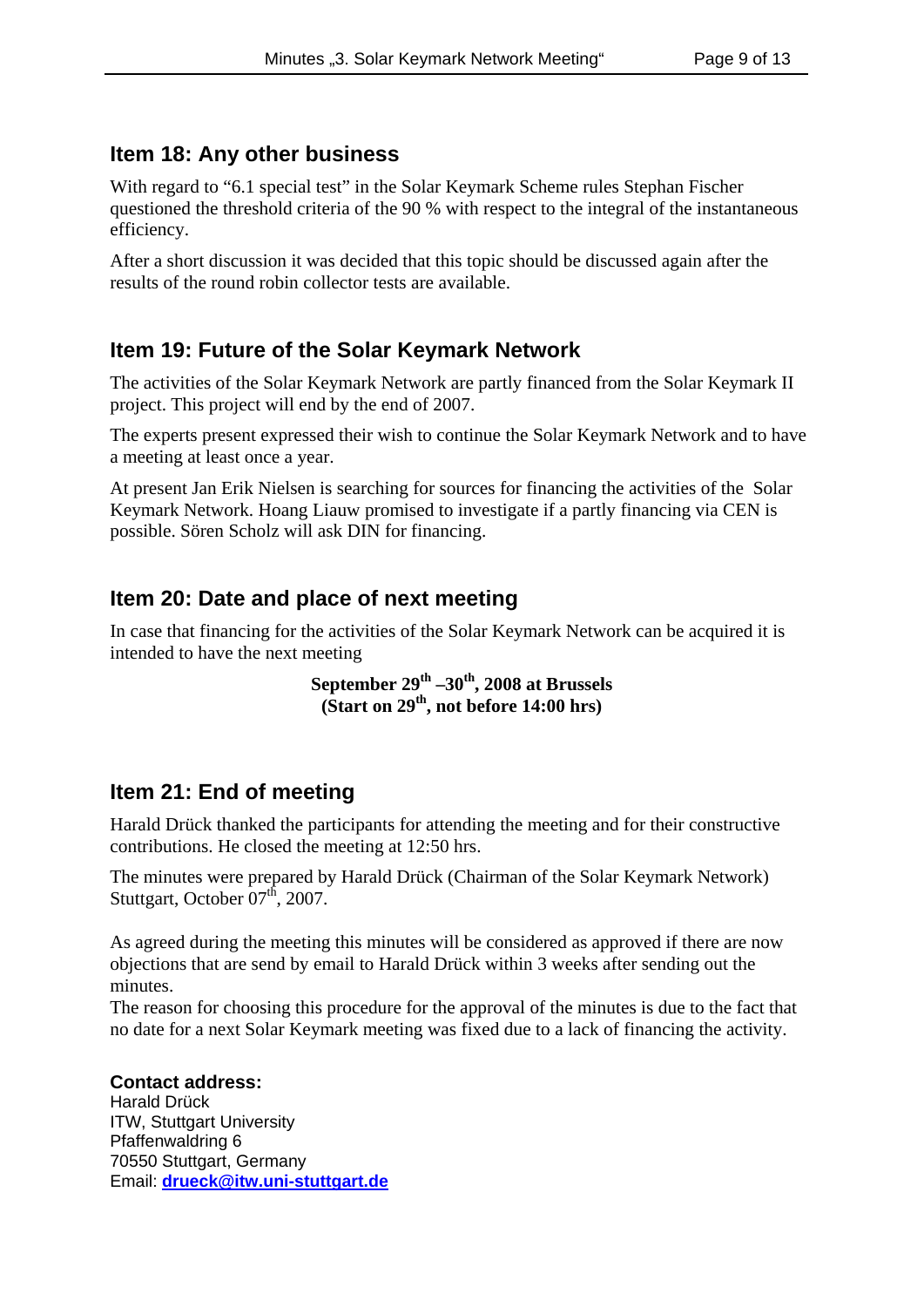## Item 18: Any other business

With regard to "6.1 special test" in the Solar Keymark Scheme rules Stephan Fischer questioned the threshold criteria of the 90 % with respect to the integral of the instantaneous efficiency.

After a short discussion it was decided that this topic should be discussed again after the results of the round robin collector tests are available.

## Item 19: Future of the Solar Keymark Network

The activities of the Solar Keymark Network are partly financed from the Solar Keymark II project. This project will end by the end of 2007.

The experts present expressed their wish to continue the Solar Keymark Network and to have a meeting at least once a year.

At present Jan Erik Nielsen is searching for sources for financing the activities of the Solar Keymark Network. Hoang Liauw promised to investigate if a partly financing via CEN is possible. Sören Scholz will ask DIN for financing.

## Item 20: Date and place of next meeting

In case that financing for the activities of the Solar Keymark Network can be acquired it is intended to have the next meeting

**September 29th –30th, 2008 at Brussels**
**(Start on 29th, not before 14:00 hrs)**

## Item 21: End of meeting

Harald Drück thanked the participants for attending the meeting and for their constructive contributions. He closed the meeting at 12:50 hrs.

The minutes were prepared by Harald Drück (Chairman of the Solar Keymark Network) Stuttgart, October 07th, 2007.

As agreed during the meeting this minutes will be considered as approved if there are now objections that are send by email to Harald Drück within 3 weeks after sending out the minutes.
The reason for choosing this procedure for the approval of the minutes is due to the fact that no date for a next Solar Keymark meeting was fixed due to a lack of financing the activity.

**Contact address:**
Harald Drück
ITW, Stuttgart University
Pfaffenwaldring 6
70550 Stuttgart, Germany
Email: **drueck@itw.uni-stuttgart.de**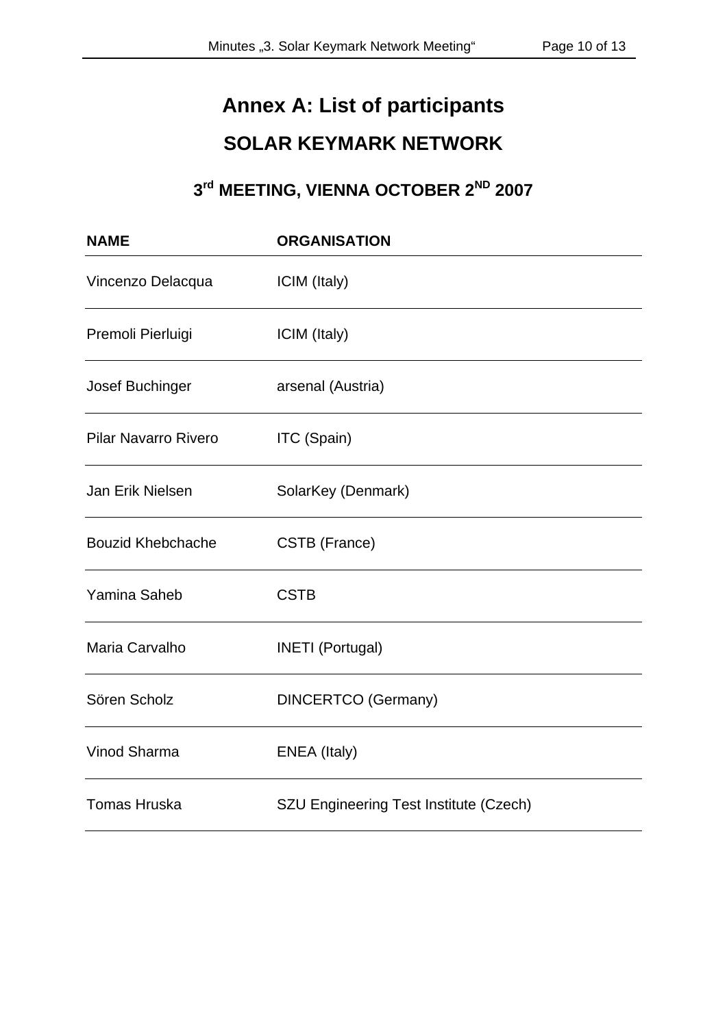# Annex A: List of participants

## SOLAR KEYMARK NETWORK

### 3rd MEETING, VIENNA OCTOBER 2ND 2007

| NAME | ORGANISATION |
|---|---|
| Vincenzo Delacqua | ICIM (Italy) |
| Premoli Pierluigi | ICIM (Italy) |
| Josef Buchinger | arsenal (Austria) |
| Pilar Navarro Rivero | ITC (Spain) |
| Jan Erik Nielsen | SolarKey (Denmark) |
| Bouzid Khebchache | CSTB (France) |
| Yamina Saheb | CSTB |
| Maria Carvalho | INETI (Portugal) |
| Sören Scholz | DINCERTCO (Germany) |
| Vinod Sharma | ENEA (Italy) |
| Tomas Hruska | SZU Engineering Test Institute (Czech) |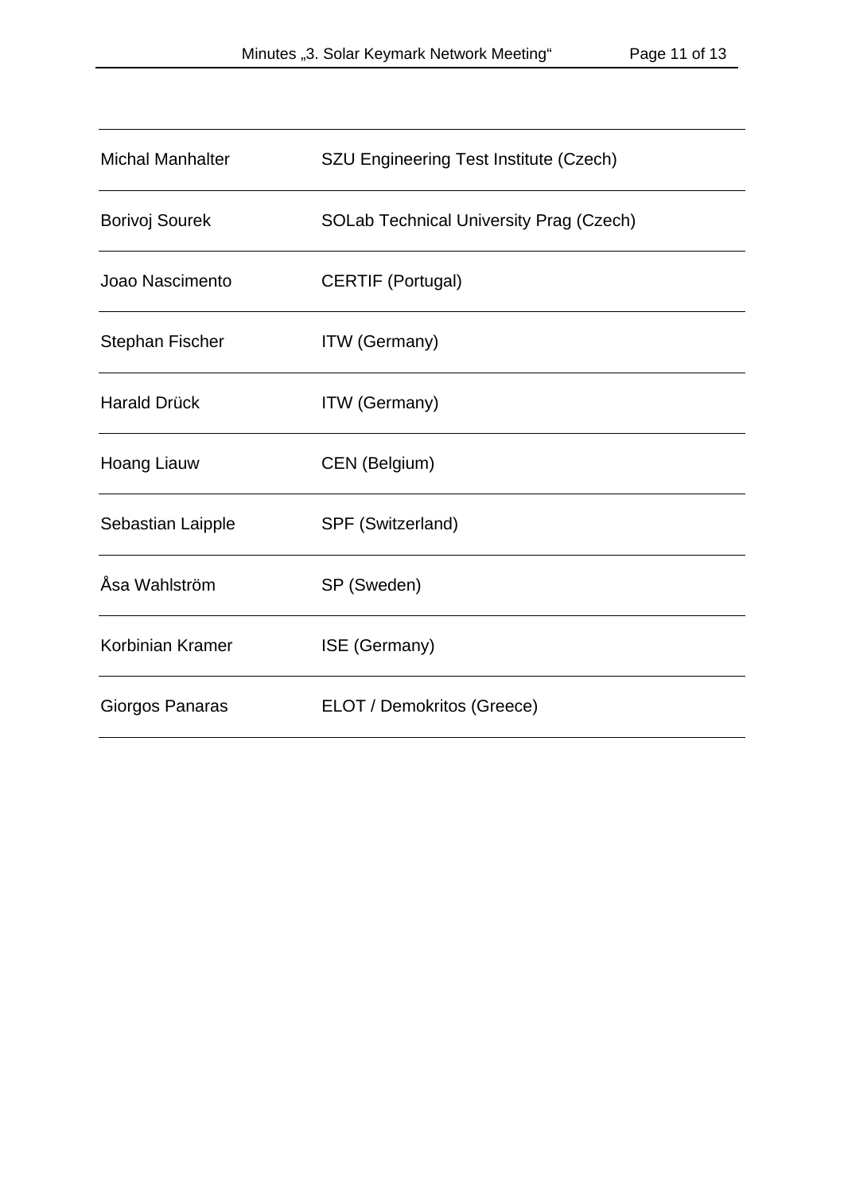| | |
|---|---|
| Michal Manhalter | SZU Engineering Test Institute (Czech) |
| Borivoj Sourek | SOLab Technical University Prag (Czech) |
| Joao Nascimento | CERTIF (Portugal) |
| Stephan Fischer | ITW (Germany) |
| Harald Drück | ITW (Germany) |
| Hoang Liauw | CEN (Belgium) |
| Sebastian Laipple | SPF (Switzerland) |
| Åsa Wahlström | SP (Sweden) |
| Korbinian Kramer | ISE (Germany) |
| Giorgos Panaras | ELOT / Demokritos (Greece) |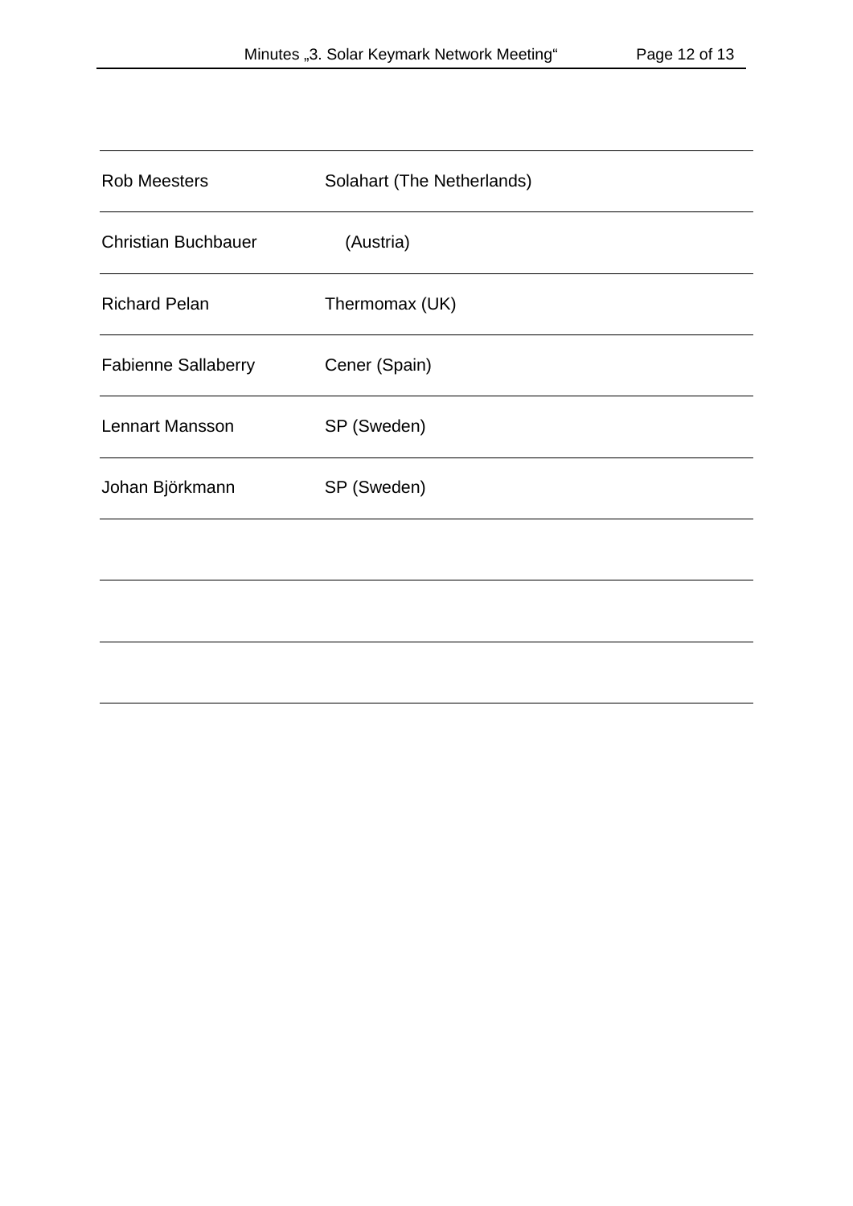| | |
|---|---|
| Rob Meesters | Solahart (The Netherlands) |
| Christian Buchbauer | (Austria) |
| Richard Pelan | Thermomax (UK) |
| Fabienne Sallaberry | Cener (Spain) |
| Lennart Mansson | SP (Sweden) |
| Johan Björkmann | SP (Sweden) |
| | |
| | |
| | |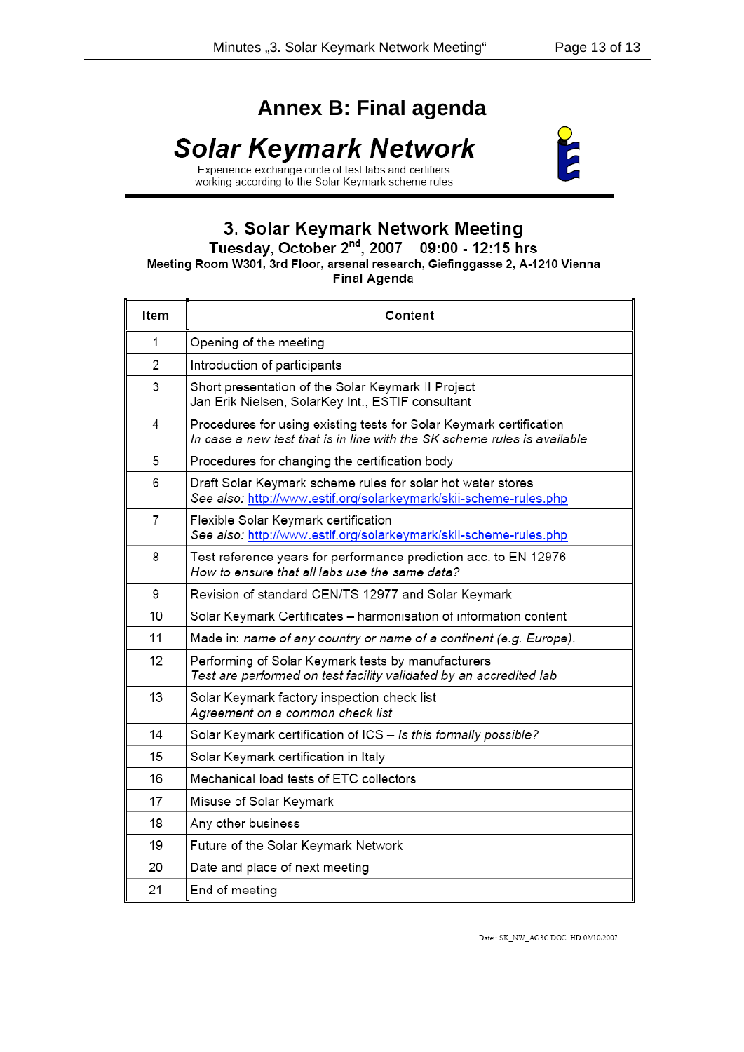# Annex B: Final agenda

## Solar Keymark Network

Experience exchange circle of test labs and certifiers
working according to the Solar Keymark scheme rules

## 3. Solar Keymark Network Meeting

**Tuesday, October 2nd, 2007 09:00 - 12:15 hrs**

**Meeting Room W301, 3rd Floor, arsenal research, Giefinggasse 2, A-1210 Vienna**

**Final Agenda**

| Item | Content |
|---|---|
| 1 | Opening of the meeting |
| 2 | Introduction of participants |
| 3 | Short presentation of the Solar Keymark II Project<br>Jan Erik Nielsen, SolarKey Int., ESTIF consultant |
| 4 | Procedures for using existing tests for Solar Keymark certification<br>*In case a new test that is in line with the SK scheme rules is available* |
| 5 | Procedures for changing the certification body |
| 6 | Draft Solar Keymark scheme rules for solar hot water stores<br>*See also:* http://www.estif.org/solarkeymark/skii-scheme-rules.php |
| 7 | Flexible Solar Keymark certification<br>*See also:* http://www.estif.org/solarkeymark/skii-scheme-rules.php |
| 8 | Test reference years for performance prediction acc. to EN 12976<br>*How to ensure that all labs use the same data?* |
| 9 | Revision of standard CEN/TS 12977 and Solar Keymark |
| 10 | Solar Keymark Certificates – harmonisation of information content |
| 11 | Made in: *name of any country or name of a continent (e.g. Europe).* |
| 12 | Performing of Solar Keymark tests by manufacturers<br>*Test are performed on test facility validated by an accredited lab* |
| 13 | Solar Keymark factory inspection check list<br>*Agreement on a common check list* |
| 14 | Solar Keymark certification of ICS – *Is this formally possible?* |
| 15 | Solar Keymark certification in Italy |
| 16 | Mechanical load tests of ETC collectors |
| 17 | Misuse of Solar Keymark |
| 18 | Any other business |
| 19 | Future of the Solar Keymark Network |
| 20 | Date and place of next meeting |
| 21 | End of meeting |

Datei: SK_NW_AG3C.DOC HD 02/10/2007